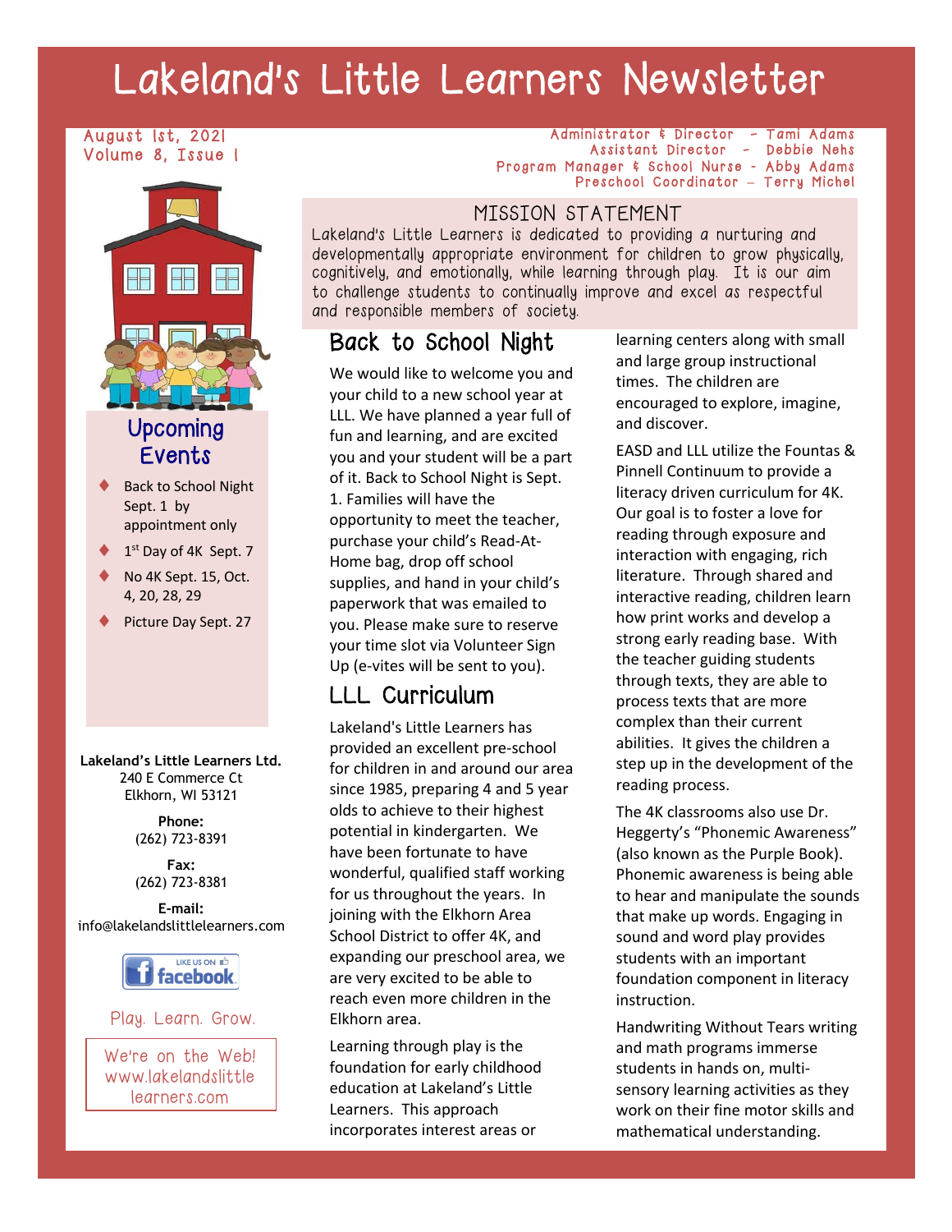# Lakeland's Little Learners Newsletter

August 1st, 2021
Volume 8, Issue 1

Administrator & Director - Tami Adams
Assistant Director - Debbie Nehs
Program Manager & School Nurse - Abby Adams
Preschool Coordinator – Terry Michel

## MISSION STATEMENT

Lakeland's Little Learners is dedicated to providing a nurturing and developmentally appropriate environment for children to grow physically, cognitively, and emotionally, while learning through play. It is our aim to challenge students to continually improve and excel as respectful and responsible members of society.

## Upcoming Events

- Back to School Night Sept. 1 by appointment only
- 1st Day of 4K Sept. 7
- No 4K Sept. 15, Oct. 4, 20, 28, 29
- Picture Day Sept. 27

**Lakeland's Little Learners Ltd.**
240 E Commerce Ct
Elkhorn, WI 53121

**Phone:**
(262) 723-8391

**Fax:**
(262) 723-8381

**E-mail:**
info@lakelandslittlelearners.com

LIKE US ON facebook

Play. Learn. Grow.

We're on the Web!
www.lakelandslittlelearners.com

## Back to School Night

We would like to welcome you and your child to a new school year at LLL. We have planned a year full of fun and learning, and are excited you and your student will be a part of it. Back to School Night is Sept. 1. Families will have the opportunity to meet the teacher, purchase your child's Read-At-Home bag, drop off school supplies, and hand in your child's paperwork that was emailed to you. Please make sure to reserve your time slot via Volunteer Sign Up (e-vites will be sent to you).

## LLL Curriculum

Lakeland's Little Learners has provided an excellent pre-school for children in and around our area since 1985, preparing 4 and 5 year olds to achieve to their highest potential in kindergarten. We have been fortunate to have wonderful, qualified staff working for us throughout the years. In joining with the Elkhorn Area School District to offer 4K, and expanding our preschool area, we are very excited to be able to reach even more children in the Elkhorn area.

Learning through play is the foundation for early childhood education at Lakeland's Little Learners. This approach incorporates interest areas or learning centers along with small and large group instructional times. The children are encouraged to explore, imagine, and discover.

EASD and LLL utilize the Fountas & Pinnell Continuum to provide a literacy driven curriculum for 4K. Our goal is to foster a love for reading through exposure and interaction with engaging, rich literature. Through shared and interactive reading, children learn how print works and develop a strong early reading base. With the teacher guiding students through texts, they are able to process texts that are more complex than their current abilities. It gives the children a step up in the development of the reading process.

The 4K classrooms also use Dr. Heggerty's "Phonemic Awareness" (also known as the Purple Book). Phonemic awareness is being able to hear and manipulate the sounds that make up words. Engaging in sound and word play provides students with an important foundation component in literacy instruction.

Handwriting Without Tears writing and math programs immerse students in hands on, multi-sensory learning activities as they work on their fine motor skills and mathematical understanding.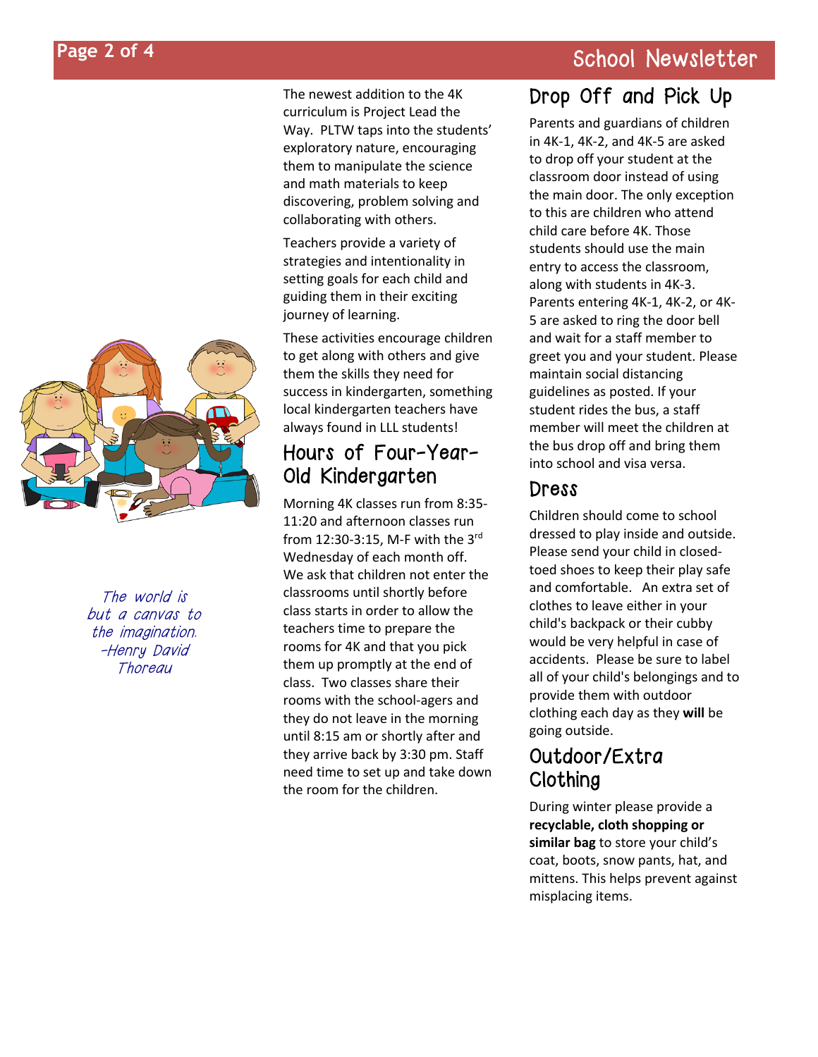*The world is but a canvas to the imagination.*
*-Henry David Thoreau*

The newest addition to the 4K curriculum is Project Lead the Way. PLTW taps into the students' exploratory nature, encouraging them to manipulate the science and math materials to keep discovering, problem solving and collaborating with others.

Teachers provide a variety of strategies and intentionality in setting goals for each child and guiding them in their exciting journey of learning.

These activities encourage children to get along with others and give them the skills they need for success in kindergarten, something local kindergarten teachers have always found in LLL students!

## Hours of Four-Year-Old Kindergarten

Morning 4K classes run from 8:35-11:20 and afternoon classes run from 12:30-3:15, M-F with the 3rd Wednesday of each month off. We ask that children not enter the classrooms until shortly before class starts in order to allow the teachers time to prepare the rooms for 4K and that you pick them up promptly at the end of class. Two classes share their rooms with the school-agers and they do not leave in the morning until 8:15 am or shortly after and they arrive back by 3:30 pm. Staff need time to set up and take down the room for the children.

## Drop Off and Pick Up

Parents and guardians of children in 4K-1, 4K-2, and 4K-5 are asked to drop off your student at the classroom door instead of using the main door. The only exception to this are children who attend child care before 4K. Those students should use the main entry to access the classroom, along with students in 4K-3. Parents entering 4K-1, 4K-2, or 4K-5 are asked to ring the door bell and wait for a staff member to greet you and your student. Please maintain social distancing guidelines as posted. If your student rides the bus, a staff member will meet the children at the bus drop off and bring them into school and visa versa.

## Dress

Children should come to school dressed to play inside and outside. Please send your child in closed-toed shoes to keep their play safe and comfortable. An extra set of clothes to leave either in your child's backpack or their cubby would be very helpful in case of accidents. Please be sure to label all of your child's belongings and to provide them with outdoor clothing each day as they **will** be going outside.

## Outdoor/Extra Clothing

During winter please provide a **recyclable, cloth shopping or similar bag** to store your child's coat, boots, snow pants, hat, and mittens. This helps prevent against misplacing items.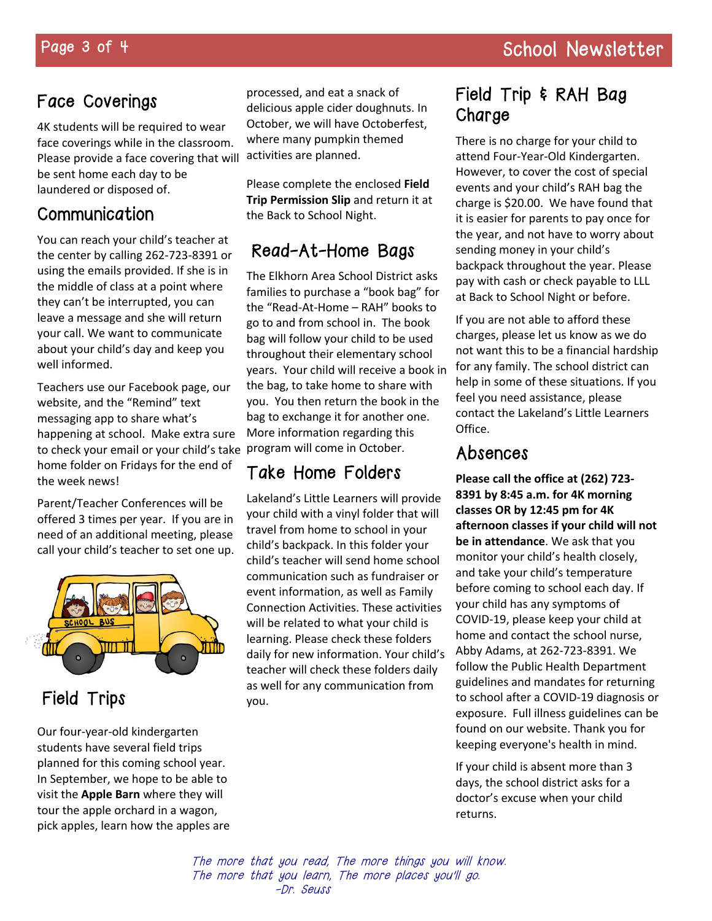## Face Coverings

4K students will be required to wear face coverings while in the classroom. Please provide a face covering that will be sent home each day to be laundered or disposed of.

## Communication

You can reach your child's teacher at the center by calling 262-723-8391 or using the emails provided. If she is in the middle of class at a point where they can't be interrupted, you can leave a message and she will return your call. We want to communicate about your child's day and keep you well informed.

Teachers use our Facebook page, our website, and the "Remind" text messaging app to share what's happening at school. Make extra sure to check your email or your child's take home folder on Fridays for the end of the week news!

Parent/Teacher Conferences will be offered 3 times per year. If you are in need of an additional meeting, please call your child's teacher to set one up.

## Field Trips

Our four-year-old kindergarten students have several field trips planned for this coming school year. In September, we hope to be able to visit the **Apple Barn** where they will tour the apple orchard in a wagon, pick apples, learn how the apples are processed, and eat a snack of delicious apple cider doughnuts. In October, we will have Octoberfest, where many pumpkin themed activities are planned.

Please complete the enclosed **Field Trip Permission Slip** and return it at the Back to School Night.

## Read-At-Home Bags

The Elkhorn Area School District asks families to purchase a "book bag" for the "Read-At-Home – RAH" books to go to and from school in. The book bag will follow your child to be used throughout their elementary school years. Your child will receive a book in the bag, to take home to share with you. You then return the book in the bag to exchange it for another one. More information regarding this program will come in October.

## Take Home Folders

Lakeland's Little Learners will provide your child with a vinyl folder that will travel from home to school in your child's backpack. In this folder your child's teacher will send home school communication such as fundraiser or event information, as well as Family Connection Activities. These activities will be related to what your child is learning. Please check these folders daily for new information. Your child's teacher will check these folders daily as well for any communication from you.

## Field Trip & RAH Bag Charge

There is no charge for your child to attend Four-Year-Old Kindergarten. However, to cover the cost of special events and your child's RAH bag the charge is $20.00. We have found that it is easier for parents to pay once for the year, and not have to worry about sending money in your child's backpack throughout the year. Please pay with cash or check payable to LLL at Back to School Night or before.

If you are not able to afford these charges, please let us know as we do not want this to be a financial hardship for any family. The school district can help in some of these situations. If you feel you need assistance, please contact the Lakeland's Little Learners Office.

## Absences

**Please call the office at (262) 723-8391 by 8:45 a.m. for 4K morning classes OR by 12:45 pm for 4K afternoon classes if your child will not be in attendance**. We ask that you monitor your child's health closely, and take your child's temperature before coming to school each day. If your child has any symptoms of COVID-19, please keep your child at home and contact the school nurse, Abby Adams, at 262-723-8391. We follow the Public Health Department guidelines and mandates for returning to school after a COVID-19 diagnosis or exposure. Full illness guidelines can be found on our website. Thank you for keeping everyone's health in mind.

If your child is absent more than 3 days, the school district asks for a doctor's excuse when your child returns.

*The more that you read, The more things you will know.*
*The more that you learn, The more places you'll go.*
*-Dr. Seuss*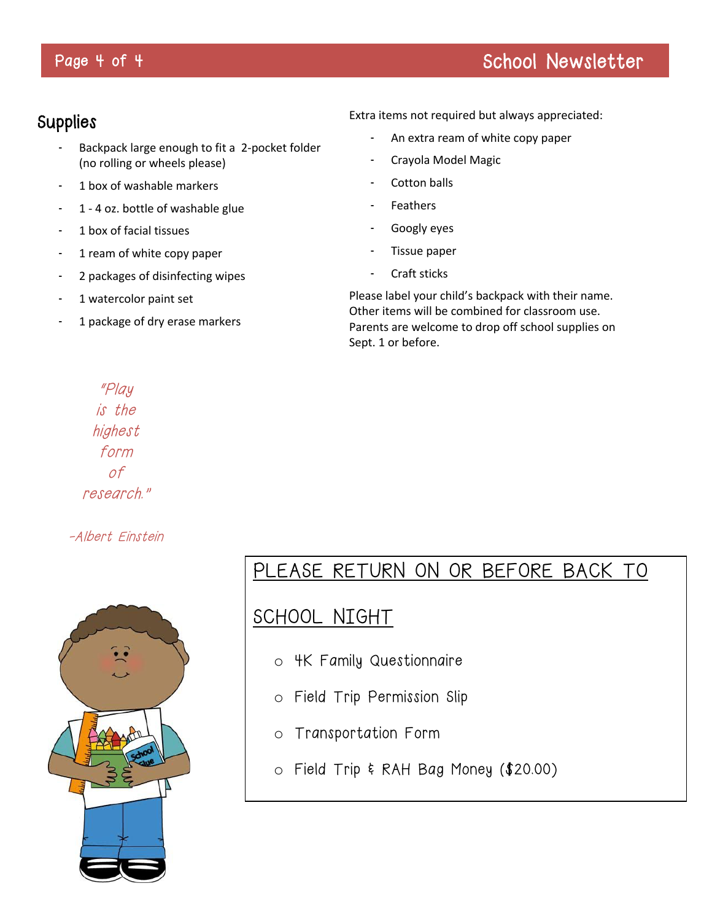## Supplies

- Backpack large enough to fit a 2-pocket folder (no rolling or wheels please)
- 1 box of washable markers
- 1 - 4 oz. bottle of washable glue
- 1 box of facial tissues
- 1 ream of white copy paper
- 2 packages of disinfecting wipes
- 1 watercolor paint set
- 1 package of dry erase markers

Extra items not required but always appreciated:

- An extra ream of white copy paper
- Crayola Model Magic
- Cotton balls
- Feathers
- Googly eyes
- Tissue paper
- Craft sticks

Please label your child's backpack with their name. Other items will be combined for classroom use. Parents are welcome to drop off school supplies on Sept. 1 or before.

*"Play is the highest form of research."*

*-Albert Einstein*

## PLEASE RETURN ON OR BEFORE BACK TO SCHOOL NIGHT

- 4K Family Questionnaire
- Field Trip Permission Slip
- Transportation Form
- Field Trip & RAH Bag Money ($20.00)